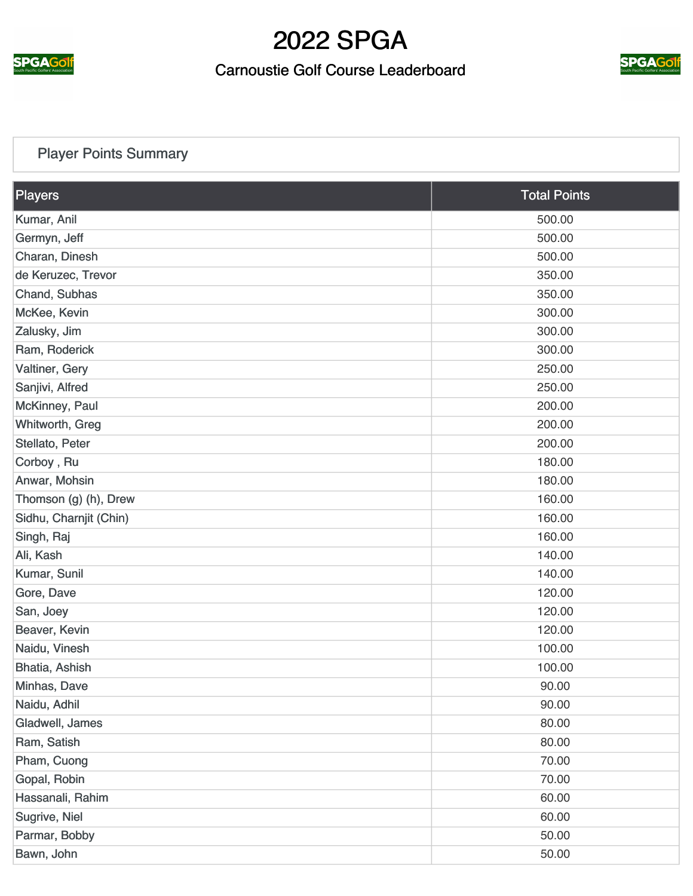# 2022 SPGA

## Carnoustie Golf Course Leaderboard

### Player Points Summary

| Players | Total Points |
|---|---|
| Kumar, Anil | 500.00 |
| Germyn, Jeff | 500.00 |
| Charan, Dinesh | 500.00 |
| de Keruzec, Trevor | 350.00 |
| Chand, Subhas | 350.00 |
| McKee, Kevin | 300.00 |
| Zalusky, Jim | 300.00 |
| Ram, Roderick | 300.00 |
| Valtiner, Gery | 250.00 |
| Sanjivi, Alfred | 250.00 |
| McKinney, Paul | 200.00 |
| Whitworth, Greg | 200.00 |
| Stellato, Peter | 200.00 |
| Corboy , Ru | 180.00 |
| Anwar, Mohsin | 180.00 |
| Thomson (g) (h), Drew | 160.00 |
| Sidhu, Charnjit (Chin) | 160.00 |
| Singh, Raj | 160.00 |
| Ali, Kash | 140.00 |
| Kumar, Sunil | 140.00 |
| Gore, Dave | 120.00 |
| San, Joey | 120.00 |
| Beaver, Kevin | 120.00 |
| Naidu, Vinesh | 100.00 |
| Bhatia, Ashish | 100.00 |
| Minhas, Dave | 90.00 |
| Naidu, Adhil | 90.00 |
| Gladwell, James | 80.00 |
| Ram, Satish | 80.00 |
| Pham, Cuong | 70.00 |
| Gopal, Robin | 70.00 |
| Hassanali, Rahim | 60.00 |
| Sugrive, Niel | 60.00 |
| Parmar, Bobby | 50.00 |
| Bawn, John | 50.00 |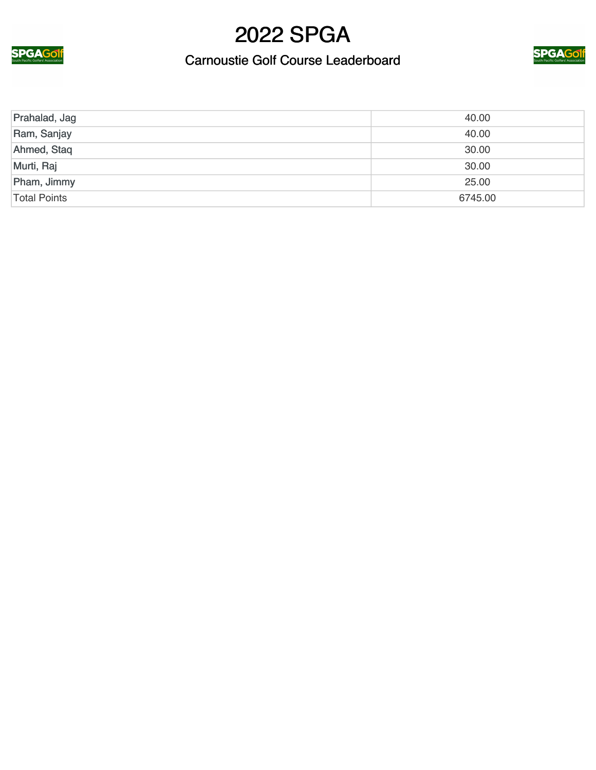# 2022 SPGA

## Carnoustie Golf Course Leaderboard

| | |
|---|---|
| Prahalad, Jag | 40.00 |
| Ram, Sanjay | 40.00 |
| Ahmed, Staq | 30.00 |
| Murti, Raj | 30.00 |
| Pham, Jimmy | 25.00 |
| Total Points | 6745.00 |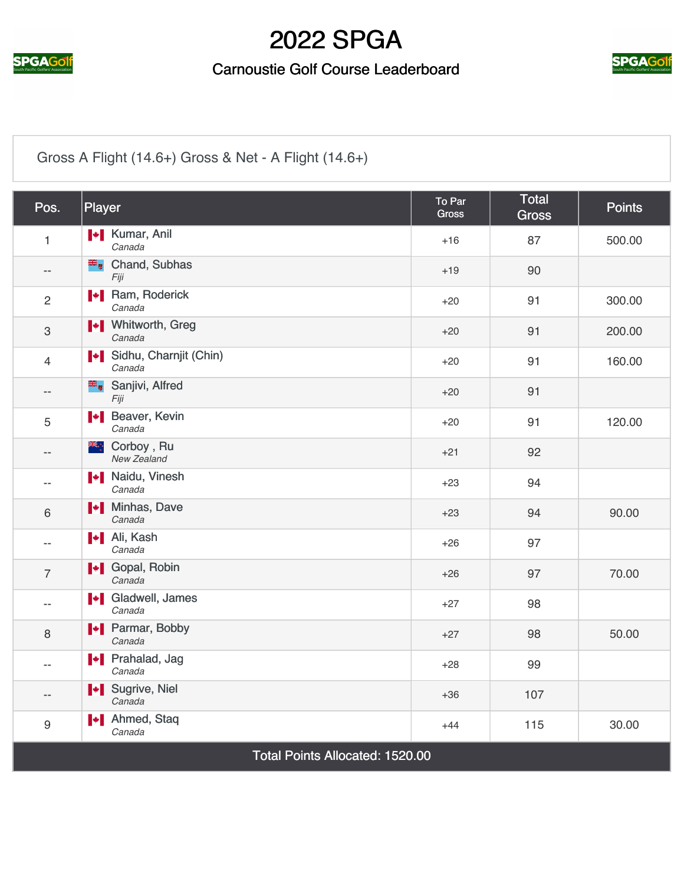# 2022 SPGA

## Carnoustie Golf Course Leaderboard

Gross A Flight (14.6+) Gross & Net - A Flight (14.6+)

| Pos. | Player | To Par Gross | Total Gross | Points |
|---|---|---|---|---|
| 1 | Kumar, Anil<br>*Canada* | +16 | 87 | 500.00 |
| -- | Chand, Subhas<br>*Fiji* | +19 | 90 | |
| 2 | Ram, Roderick<br>*Canada* | +20 | 91 | 300.00 |
| 3 | Whitworth, Greg<br>*Canada* | +20 | 91 | 200.00 |
| 4 | Sidhu, Charnjit (Chin)<br>*Canada* | +20 | 91 | 160.00 |
| -- | Sanjivi, Alfred<br>*Fiji* | +20 | 91 | |
| 5 | Beaver, Kevin<br>*Canada* | +20 | 91 | 120.00 |
| -- | Corboy , Ru<br>*New Zealand* | +21 | 92 | |
| -- | Naidu, Vinesh<br>*Canada* | +23 | 94 | |
| 6 | Minhas, Dave<br>*Canada* | +23 | 94 | 90.00 |
| -- | Ali, Kash<br>*Canada* | +26 | 97 | |
| 7 | Gopal, Robin<br>*Canada* | +26 | 97 | 70.00 |
| -- | Gladwell, James<br>*Canada* | +27 | 98 | |
| 8 | Parmar, Bobby<br>*Canada* | +27 | 98 | 50.00 |
| -- | Prahalad, Jag<br>*Canada* | +28 | 99 | |
| -- | Sugrive, Niel<br>*Canada* | +36 | 107 | |
| 9 | Ahmed, Staq<br>*Canada* | +44 | 115 | 30.00 |
| Total Points Allocated: 1520.00 | | | | |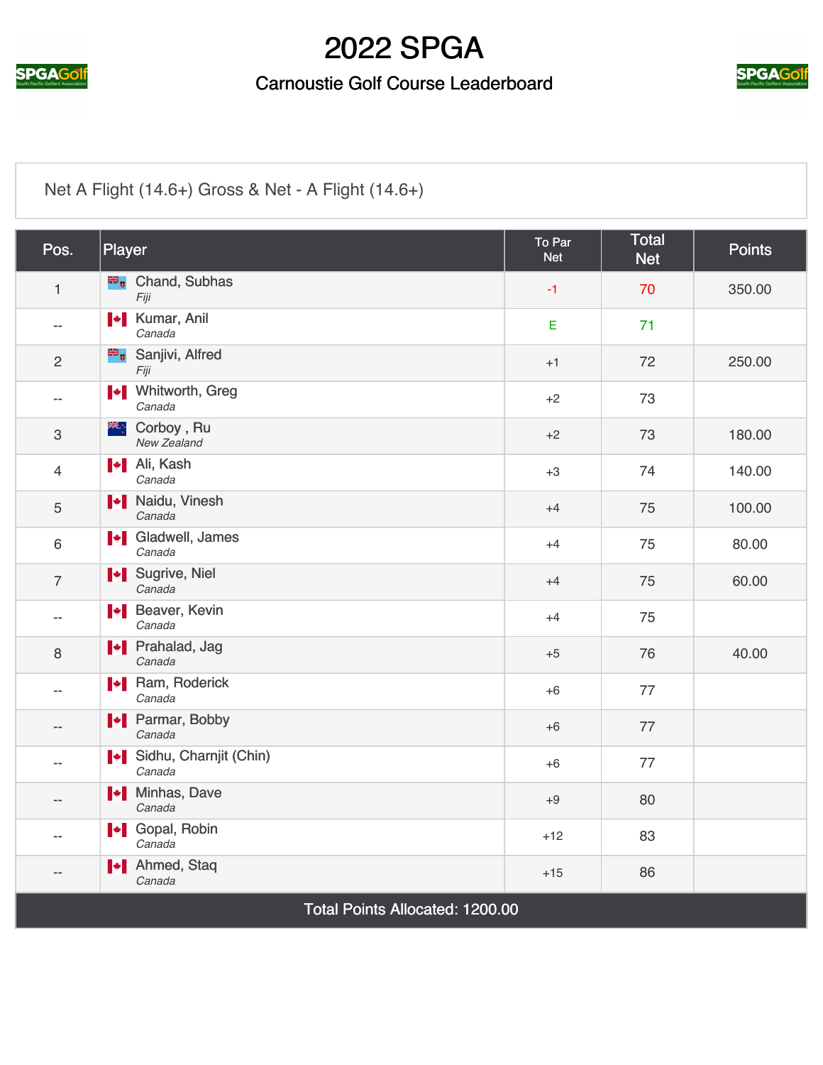# 2022 SPGA

## Carnoustie Golf Course Leaderboard

Net A Flight (14.6+) Gross & Net - A Flight (14.6+)

| Pos. | Player | To Par Net | Total Net | Points |
|---|---|---|---|---|
| 1 | Chand, Subhas *Fiji* | -1 | 70 | 350.00 |
| -- | Kumar, Anil *Canada* | E | 71 | |
| 2 | Sanjivi, Alfred *Fiji* | +1 | 72 | 250.00 |
| -- | Whitworth, Greg *Canada* | +2 | 73 | |
| 3 | Corboy , Ru *New Zealand* | +2 | 73 | 180.00 |
| 4 | Ali, Kash *Canada* | +3 | 74 | 140.00 |
| 5 | Naidu, Vinesh *Canada* | +4 | 75 | 100.00 |
| 6 | Gladwell, James *Canada* | +4 | 75 | 80.00 |
| 7 | Sugrive, Niel *Canada* | +4 | 75 | 60.00 |
| -- | Beaver, Kevin *Canada* | +4 | 75 | |
| 8 | Prahalad, Jag *Canada* | +5 | 76 | 40.00 |
| -- | Ram, Roderick *Canada* | +6 | 77 | |
| -- | Parmar, Bobby *Canada* | +6 | 77 | |
| -- | Sidhu, Charnjit (Chin) *Canada* | +6 | 77 | |
| -- | Minhas, Dave *Canada* | +9 | 80 | |
| -- | Gopal, Robin *Canada* | +12 | 83 | |
| -- | Ahmed, Staq *Canada* | +15 | 86 | |
| Total Points Allocated: 1200.00 | | | | |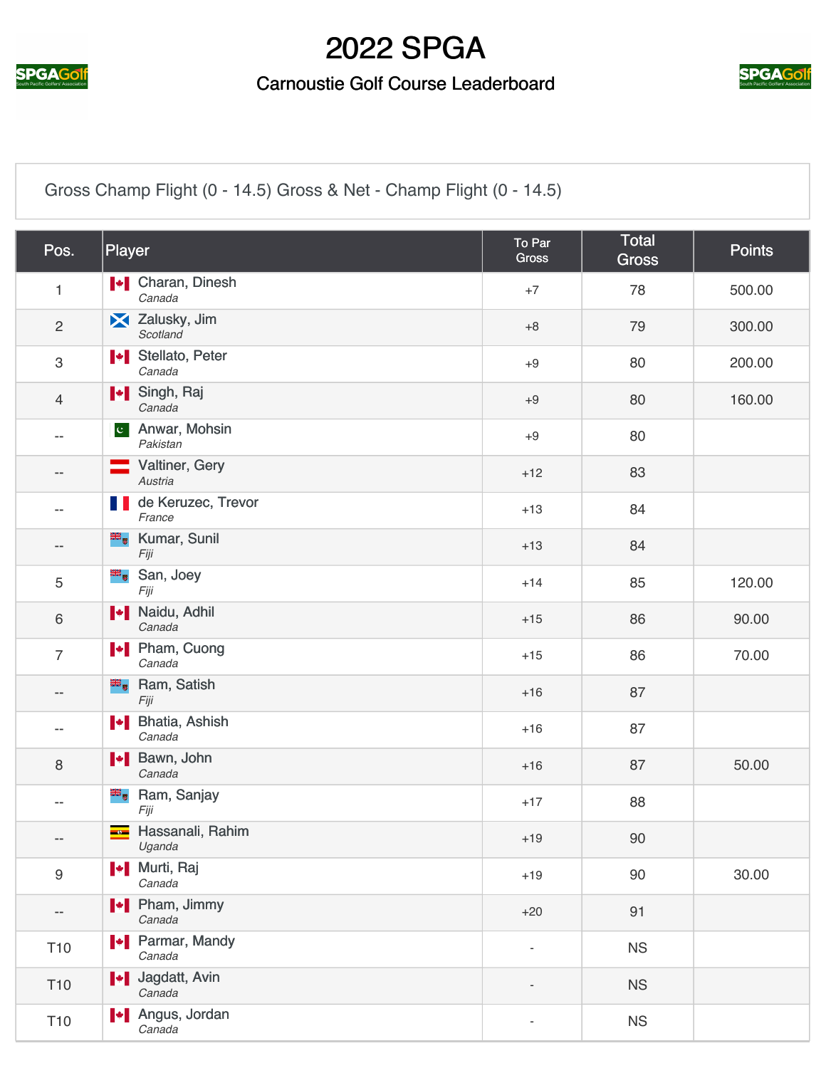# 2022 SPGA

## Carnoustie Golf Course Leaderboard

Gross Champ Flight (0 - 14.5) Gross & Net - Champ Flight (0 - 14.5)

| Pos. | Player | To Par Gross | Total Gross | Points |
|---|---|---|---|---|
| 1 | Charan, Dinesh *Canada* | +7 | 78 | 500.00 |
| 2 | Zalusky, Jim *Scotland* | +8 | 79 | 300.00 |
| 3 | Stellato, Peter *Canada* | +9 | 80 | 200.00 |
| 4 | Singh, Raj *Canada* | +9 | 80 | 160.00 |
| -- | Anwar, Mohsin *Pakistan* | +9 | 80 | |
| -- | Valtiner, Gery *Austria* | +12 | 83 | |
| -- | de Keruzec, Trevor *France* | +13 | 84 | |
| -- | Kumar, Sunil *Fiji* | +13 | 84 | |
| 5 | San, Joey *Fiji* | +14 | 85 | 120.00 |
| 6 | Naidu, Adhil *Canada* | +15 | 86 | 90.00 |
| 7 | Pham, Cuong *Canada* | +15 | 86 | 70.00 |
| -- | Ram, Satish *Fiji* | +16 | 87 | |
| -- | Bhatia, Ashish *Canada* | +16 | 87 | |
| 8 | Bawn, John *Canada* | +16 | 87 | 50.00 |
| -- | Ram, Sanjay *Fiji* | +17 | 88 | |
| -- | Hassanali, Rahim *Uganda* | +19 | 90 | |
| 9 | Murti, Raj *Canada* | +19 | 90 | 30.00 |
| -- | Pham, Jimmy *Canada* | +20 | 91 | |
| T10 | Parmar, Mandy *Canada* | - | NS | |
| T10 | Jagdatt, Avin *Canada* | - | NS | |
| T10 | Angus, Jordan *Canada* | - | NS | |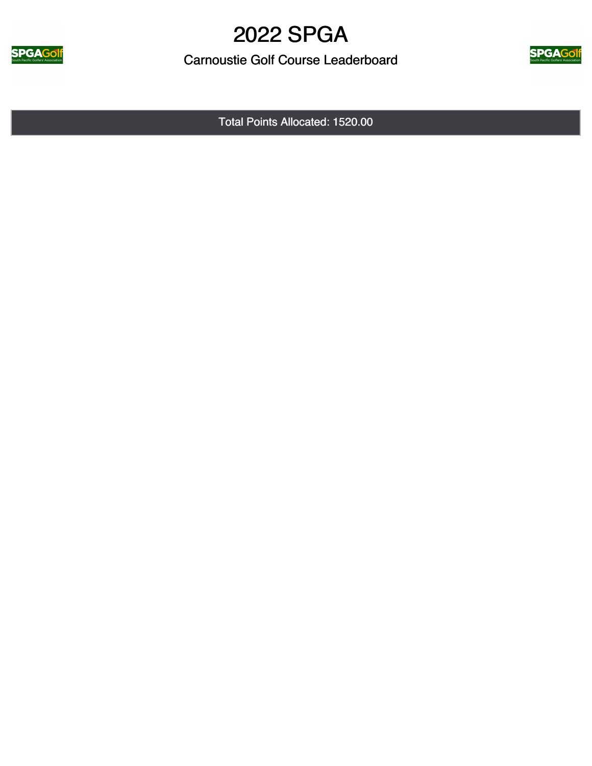# 2022 SPGA

## Carnoustie Golf Course Leaderboard

Total Points Allocated: 1520.00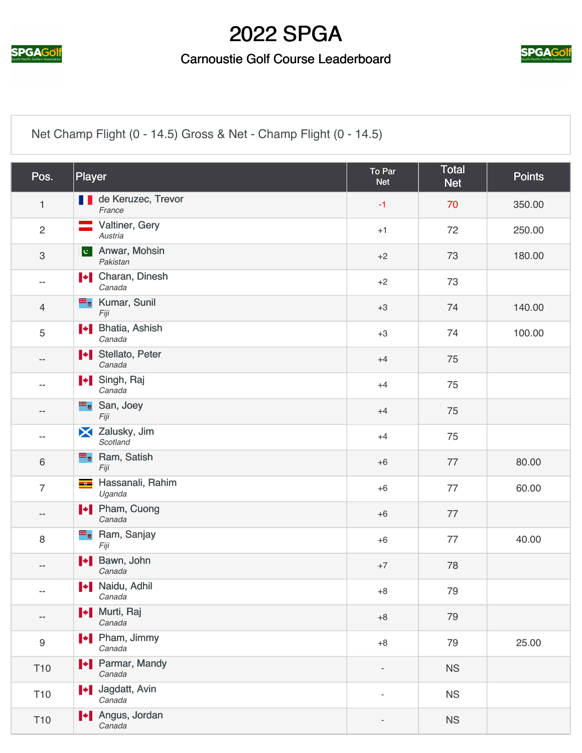# 2022 SPGA

## Carnoustie Golf Course Leaderboard

Net Champ Flight (0 - 14.5) Gross & Net - Champ Flight (0 - 14.5)

| Pos. | Player | To Par Net | Total Net | Points |
|---|---|---|---|---|
| 1 | de Keruzec, Trevor *France* | -1 | 70 | 350.00 |
| 2 | Valtiner, Gery *Austria* | +1 | 72 | 250.00 |
| 3 | Anwar, Mohsin *Pakistan* | +2 | 73 | 180.00 |
| -- | Charan, Dinesh *Canada* | +2 | 73 | |
| 4 | Kumar, Sunil *Fiji* | +3 | 74 | 140.00 |
| 5 | Bhatia, Ashish *Canada* | +3 | 74 | 100.00 |
| -- | Stellato, Peter *Canada* | +4 | 75 | |
| -- | Singh, Raj *Canada* | +4 | 75 | |
| -- | San, Joey *Fiji* | +4 | 75 | |
| -- | Zalusky, Jim *Scotland* | +4 | 75 | |
| 6 | Ram, Satish *Fiji* | +6 | 77 | 80.00 |
| 7 | Hassanali, Rahim *Uganda* | +6 | 77 | 60.00 |
| -- | Pham, Cuong *Canada* | +6 | 77 | |
| 8 | Ram, Sanjay *Fiji* | +6 | 77 | 40.00 |
| -- | Bawn, John *Canada* | +7 | 78 | |
| -- | Naidu, Adhil *Canada* | +8 | 79 | |
| -- | Murti, Raj *Canada* | +8 | 79 | |
| 9 | Pham, Jimmy *Canada* | +8 | 79 | 25.00 |
| T10 | Parmar, Mandy *Canada* | - | NS | |
| T10 | Jagdatt, Avin *Canada* | - | NS | |
| T10 | Angus, Jordan *Canada* | - | NS | |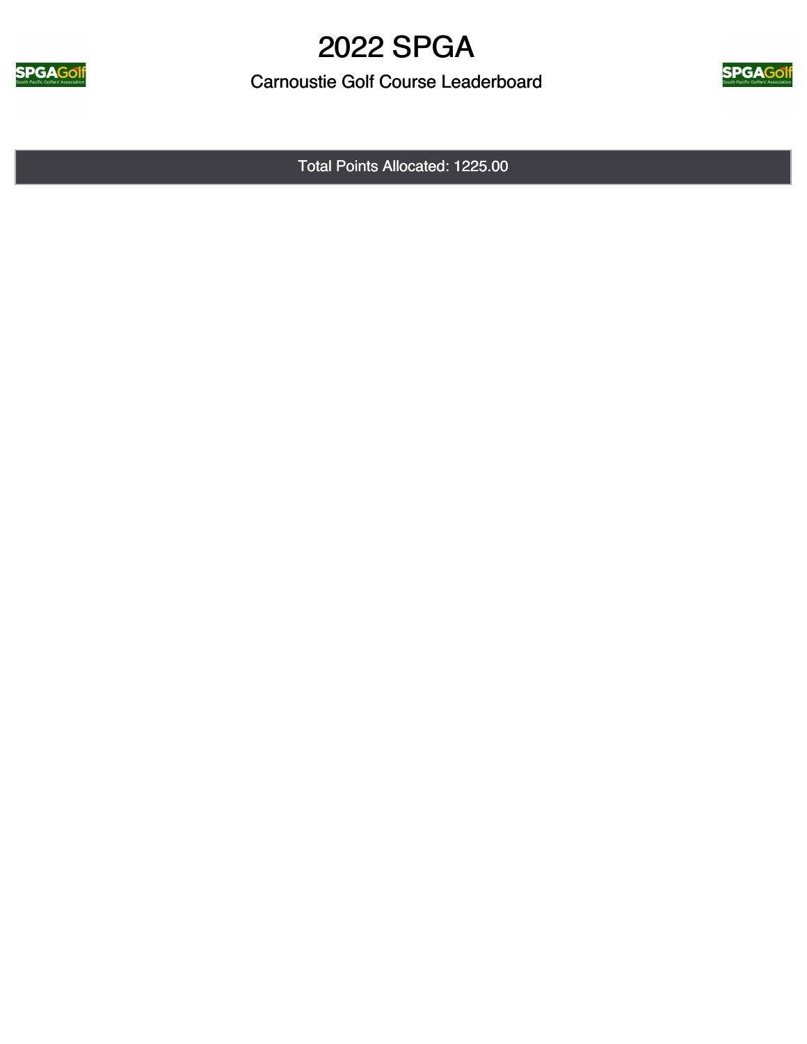# 2022 SPGA

## Carnoustie Golf Course Leaderboard

Total Points Allocated: 1225.00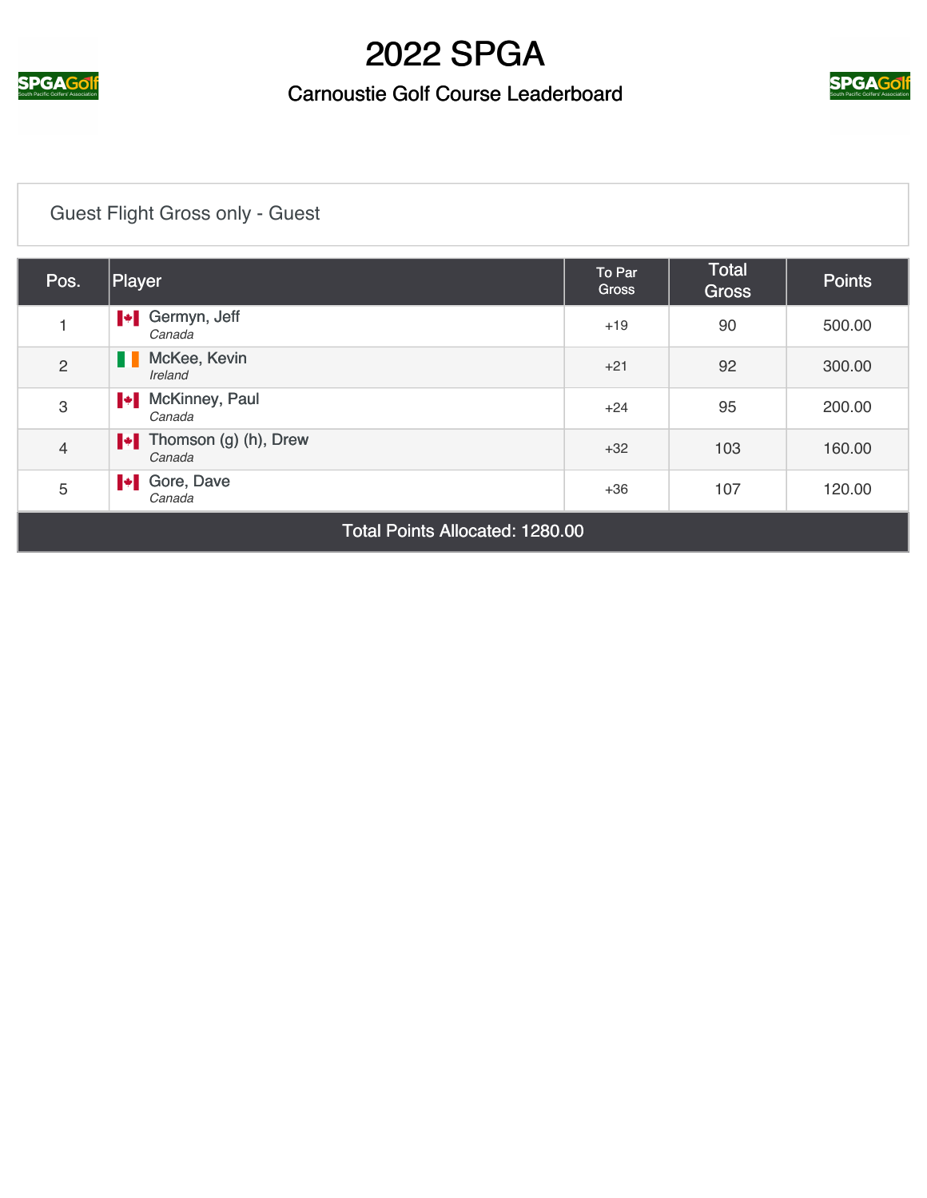# 2022 SPGA

## Carnoustie Golf Course Leaderboard

Guest Flight Gross only - Guest

| Pos. | Player | To Par Gross | Total Gross | Points |
|---|---|---|---|---|
| 1 | Germyn, Jeff *Canada* | +19 | 90 | 500.00 |
| 2 | McKee, Kevin *Ireland* | +21 | 92 | 300.00 |
| 3 | McKinney, Paul *Canada* | +24 | 95 | 200.00 |
| 4 | Thomson (g) (h), Drew *Canada* | +32 | 103 | 160.00 |
| 5 | Gore, Dave *Canada* | +36 | 107 | 120.00 |

Total Points Allocated: 1280.00